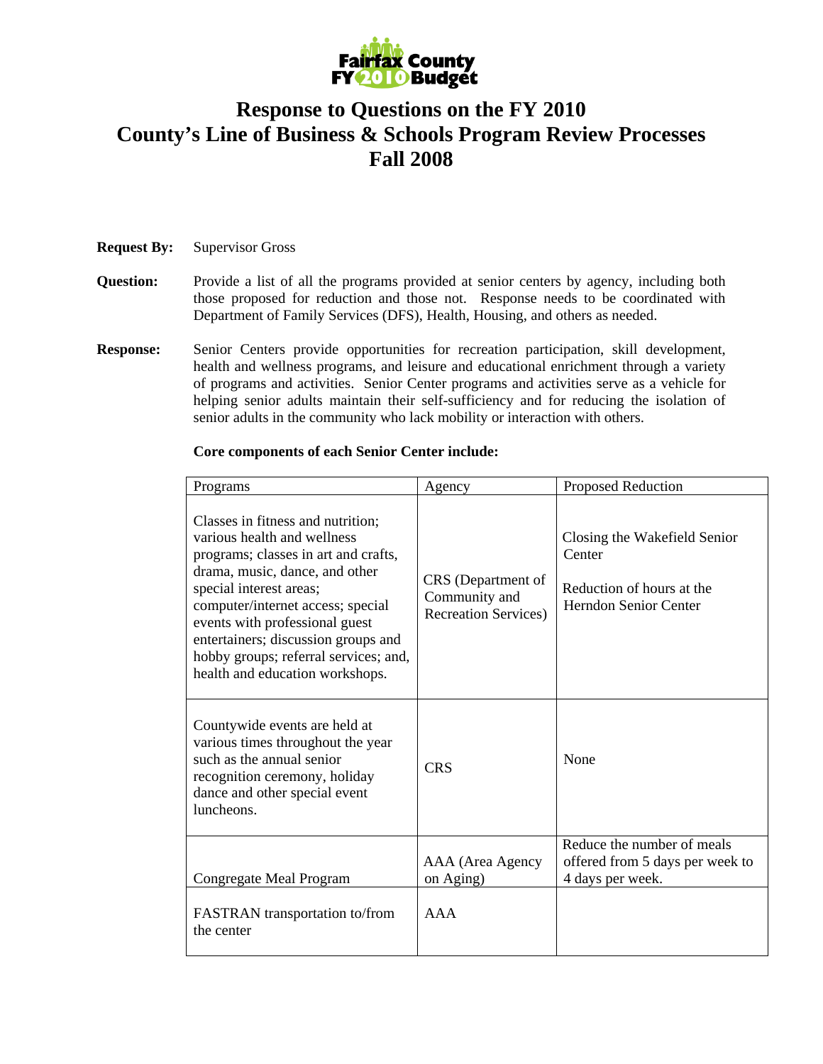# Response to Questions on the FY 2010 County's Line of Business & Schools Program Review Processes Fall 2008

**Request By:** Supervisor Gross

**Question:** Provide a list of all the programs provided at senior centers by agency, including both those proposed for reduction and those not. Response needs to be coordinated with Department of Family Services (DFS), Health, Housing, and others as needed.

**Response:** Senior Centers provide opportunities for recreation participation, skill development, health and wellness programs, and leisure and educational enrichment through a variety of programs and activities. Senior Center programs and activities serve as a vehicle for helping senior adults maintain their self-sufficiency and for reducing the isolation of senior adults in the community who lack mobility or interaction with others.

**Core components of each Senior Center include:**

| Programs | Agency | Proposed Reduction |
|---|---|---|
| Classes in fitness and nutrition; various health and wellness programs; classes in art and crafts, drama, music, dance, and other special interest areas; computer/internet access; special events with professional guest entertainers; discussion groups and hobby groups; referral services; and, health and education workshops. | CRS (Department of Community and Recreation Services) | Closing the Wakefield Senior Center<br><br>Reduction of hours at the Herndon Senior Center |
| Countywide events are held at various times throughout the year such as the annual senior recognition ceremony, holiday dance and other special event luncheons. | CRS | None |
| Congregate Meal Program | AAA (Area Agency on Aging) | Reduce the number of meals offered from 5 days per week to 4 days per week. |
| FASTRAN transportation to/from the center | AAA | |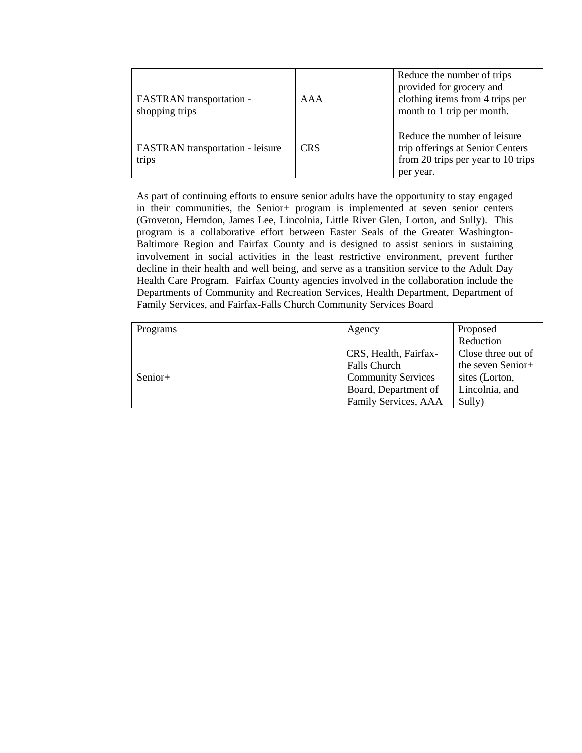| | | |
|---|---|---|
| FASTRAN transportation - shopping trips | AAA | Reduce the number of trips provided for grocery and clothing items from 4 trips per month to 1 trip per month. |
| FASTRAN transportation - leisure trips | CRS | Reduce the number of leisure trip offerings at Senior Centers from 20 trips per year to 10 trips per year. |

As part of continuing efforts to ensure senior adults have the opportunity to stay engaged in their communities, the Senior+ program is implemented at seven senior centers (Groveton, Herndon, James Lee, Lincolnia, Little River Glen, Lorton, and Sully). This program is a collaborative effort between Easter Seals of the Greater Washington-Baltimore Region and Fairfax County and is designed to assist seniors in sustaining involvement in social activities in the least restrictive environment, prevent further decline in their health and well being, and serve as a transition service to the Adult Day Health Care Program. Fairfax County agencies involved in the collaboration include the Departments of Community and Recreation Services, Health Department, Department of Family Services, and Fairfax-Falls Church Community Services Board

| Programs | Agency | Proposed Reduction |
|---|---|---|
| Senior+ | CRS, Health, Fairfax-Falls Church Community Services Board, Department of Family Services, AAA | Close three out of the seven Senior+ sites (Lorton, Lincolnia, and Sully) |